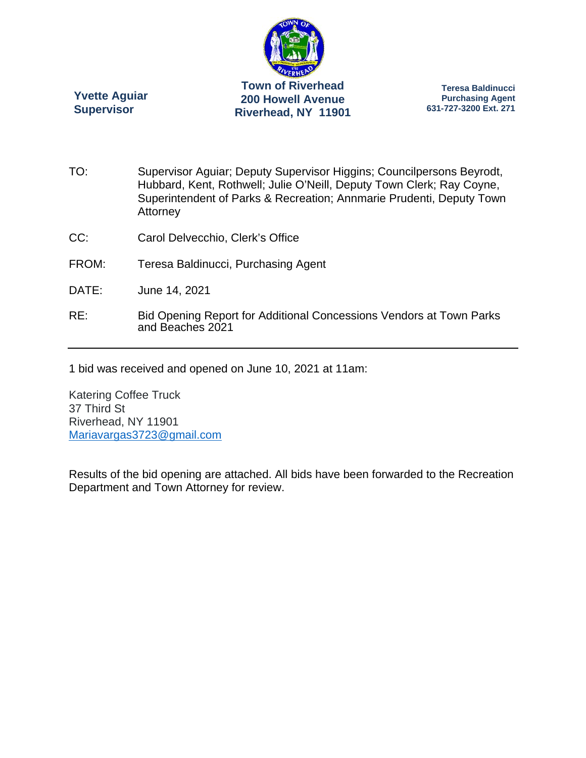**Yvette Aguiar**
**Supervisor**

**Town of Riverhead**
**200 Howell Avenue**
**Riverhead, NY 11901**

**Teresa Baldinucci**
**Purchasing Agent**
**631-727-3200 Ext. 271**

TO: Supervisor Aguiar; Deputy Supervisor Higgins; Councilpersons Beyrodt, Hubbard, Kent, Rothwell; Julie O'Neill, Deputy Town Clerk; Ray Coyne, Superintendent of Parks & Recreation; Annmarie Prudenti, Deputy Town Attorney

CC: Carol Delvecchio, Clerk's Office

FROM: Teresa Baldinucci, Purchasing Agent

DATE: June 14, 2021

RE: Bid Opening Report for Additional Concessions Vendors at Town Parks and Beaches 2021

---

1 bid was received and opened on June 10, 2021 at 11am:

Katering Coffee Truck
37 Third St
Riverhead, NY 11901
Mariavargas3723@gmail.com

Results of the bid opening are attached. All bids have been forwarded to the Recreation Department and Town Attorney for review.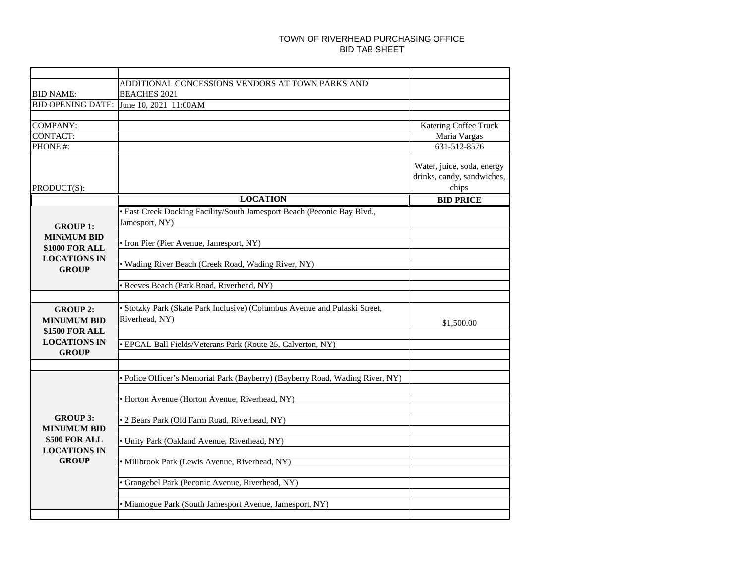TOWN OF RIVERHEAD PURCHASING OFFICE
BID TAB SHEET

| | | |
|---|---|---|
| BID NAME: | ADDITIONAL CONCESSIONS VENDORS AT TOWN PARKS AND BEACHES 2021 | |
| BID OPENING DATE: | June 10, 2021 11:00AM | |
| | | |
| COMPANY: | | Katering Coffee Truck |
| CONTACT: | | Maria Vargas |
| PHONE #: | | 631-512-8576 |
| PRODUCT(S): | | Water, juice, soda, energy drinks, candy, sandwiches, chips |
| | **LOCATION** | **BID PRICE** |
| **GROUP 1: MINiMUM BID $1000 FOR ALL LOCATIONS IN GROUP** | • East Creek Docking Facility/South Jamesport Beach (Peconic Bay Blvd., Jamesport, NY) | |
| | • Iron Pier (Pier Avenue, Jamesport, NY) | |
| | • Wading River Beach (Creek Road, Wading River, NY) | |
| | • Reeves Beach (Park Road, Riverhead, NY) | |
| | | |
| **GROUP 2: MINUMUM BID $1500 FOR ALL LOCATIONS IN GROUP** | • Stotzky Park (Skate Park Inclusive) (Columbus Avenue and Pulaski Street, Riverhead, NY) | $1,500.00 |
| | • EPCAL Ball Fields/Veterans Park (Route 25, Calverton, NY) | |
| | | |
| **GROUP 3: MINUMUM BID $500 FOR ALL LOCATIONS IN GROUP** | • Police Officer's Memorial Park (Bayberry) (Bayberry Road, Wading River, NY) | |
| | • Horton Avenue (Horton Avenue, Riverhead, NY) | |
| | • 2 Bears Park (Old Farm Road, Riverhead, NY) | |
| | • Unity Park (Oakland Avenue, Riverhead, NY) | |
| | • Millbrook Park (Lewis Avenue, Riverhead, NY) | |
| | • Grangebel Park (Peconic Avenue, Riverhead, NY) | |
| | • Miamogue Park (South Jamesport Avenue, Jamesport, NY) | |